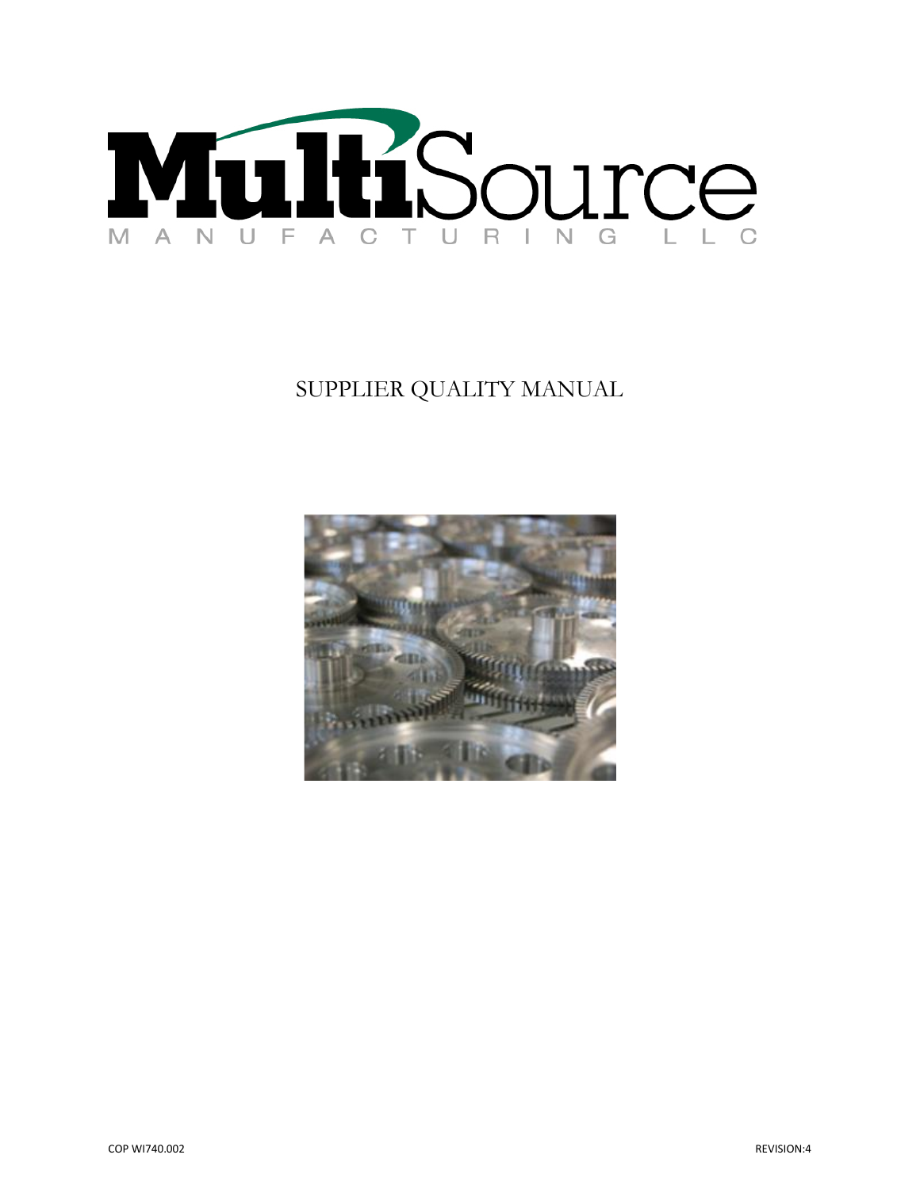# MultiSource

MANUFACTURING LLC

## SUPPLIER QUALITY MANUAL

COP WI740.002

REVISION:4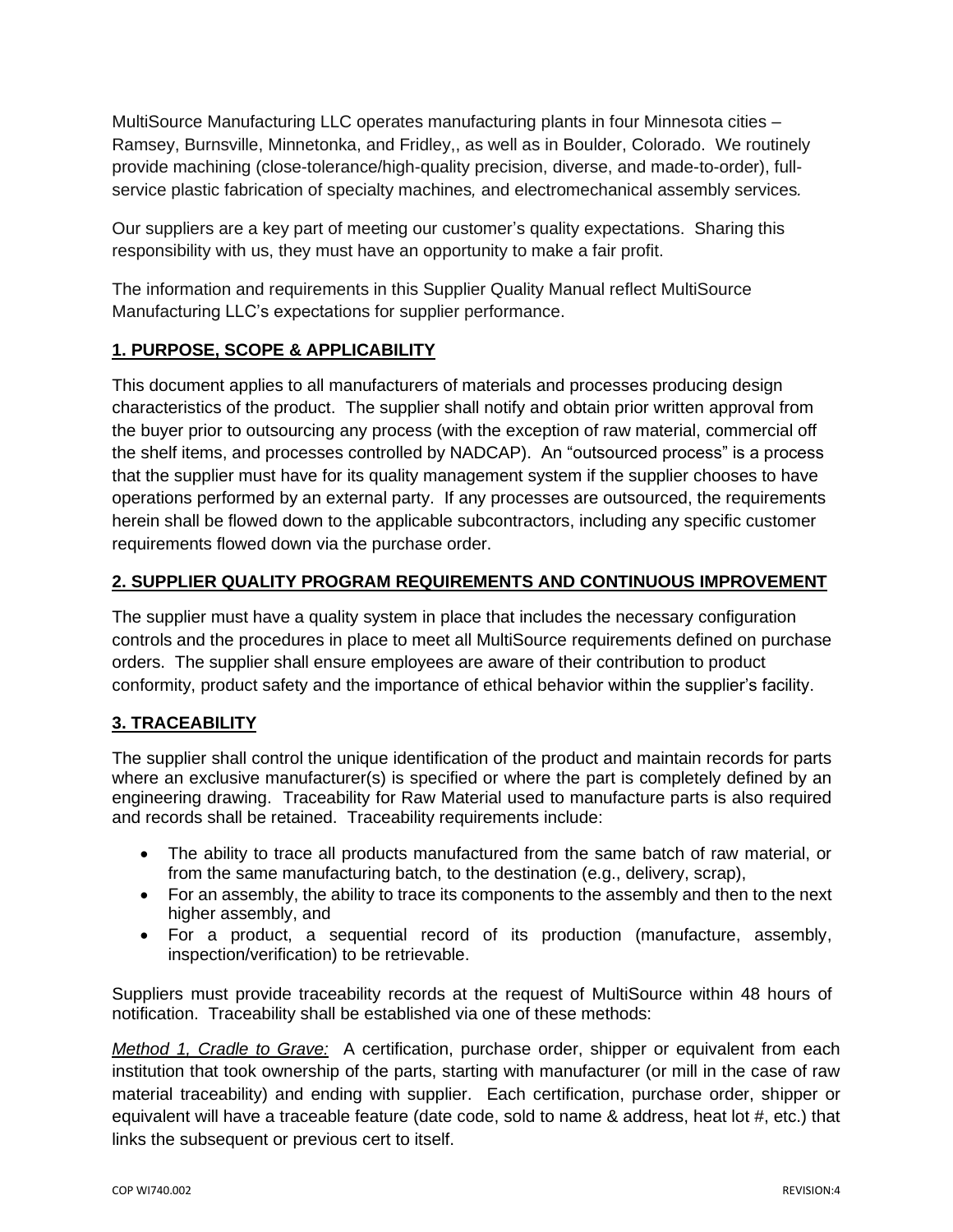MultiSource Manufacturing LLC operates manufacturing plants in four Minnesota cities – Ramsey, Burnsville, Minnetonka, and Fridley,, as well as in Boulder, Colorado. We routinely provide machining (close-tolerance/high-quality precision, diverse, and made-to-order), full-service plastic fabrication of specialty machines, and electromechanical assembly services.

Our suppliers are a key part of meeting our customer's quality expectations. Sharing this responsibility with us, they must have an opportunity to make a fair profit.

The information and requirements in this Supplier Quality Manual reflect MultiSource Manufacturing LLC's expectations for supplier performance.

## 1. PURPOSE, SCOPE & APPLICABILITY

This document applies to all manufacturers of materials and processes producing design characteristics of the product. The supplier shall notify and obtain prior written approval from the buyer prior to outsourcing any process (with the exception of raw material, commercial off the shelf items, and processes controlled by NADCAP). An "outsourced process" is a process that the supplier must have for its quality management system if the supplier chooses to have operations performed by an external party. If any processes are outsourced, the requirements herein shall be flowed down to the applicable subcontractors, including any specific customer requirements flowed down via the purchase order.

## 2. SUPPLIER QUALITY PROGRAM REQUIREMENTS AND CONTINUOUS IMPROVEMENT

The supplier must have a quality system in place that includes the necessary configuration controls and the procedures in place to meet all MultiSource requirements defined on purchase orders. The supplier shall ensure employees are aware of their contribution to product conformity, product safety and the importance of ethical behavior within the supplier's facility.

## 3. TRACEABILITY

The supplier shall control the unique identification of the product and maintain records for parts where an exclusive manufacturer(s) is specified or where the part is completely defined by an engineering drawing. Traceability for Raw Material used to manufacture parts is also required and records shall be retained. Traceability requirements include:

- The ability to trace all products manufactured from the same batch of raw material, or from the same manufacturing batch, to the destination (e.g., delivery, scrap),
- For an assembly, the ability to trace its components to the assembly and then to the next higher assembly, and
- For a product, a sequential record of its production (manufacture, assembly, inspection/verification) to be retrievable.

Suppliers must provide traceability records at the request of MultiSource within 48 hours of notification. Traceability shall be established via one of these methods:

*Method 1, Cradle to Grave:* A certification, purchase order, shipper or equivalent from each institution that took ownership of the parts, starting with manufacturer (or mill in the case of raw material traceability) and ending with supplier. Each certification, purchase order, shipper or equivalent will have a traceable feature (date code, sold to name & address, heat lot #, etc.) that links the subsequent or previous cert to itself.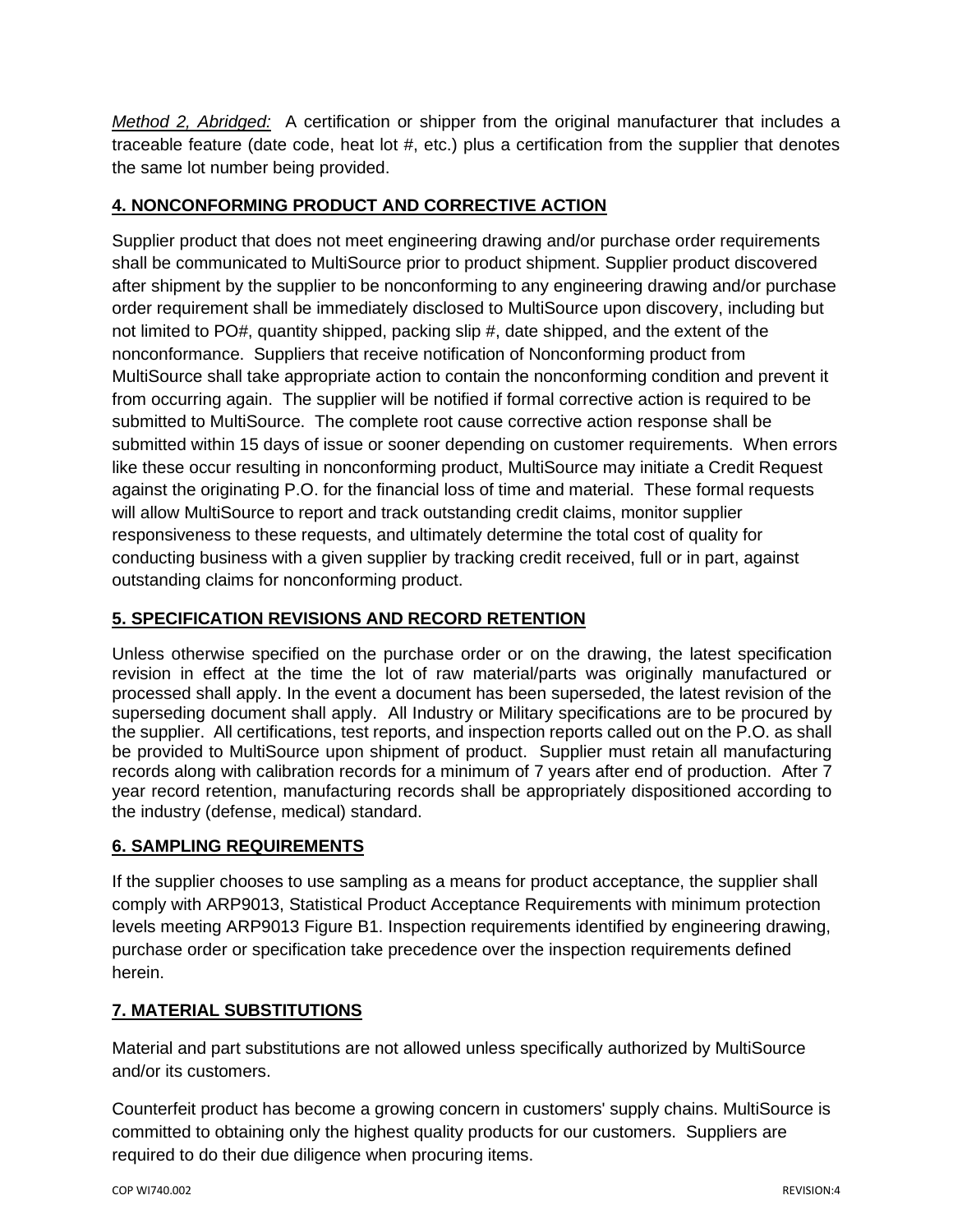*Method 2, Abridged:* A certification or shipper from the original manufacturer that includes a traceable feature (date code, heat lot #, etc.) plus a certification from the supplier that denotes the same lot number being provided.

## 4. NONCONFORMING PRODUCT AND CORRECTIVE ACTION

Supplier product that does not meet engineering drawing and/or purchase order requirements shall be communicated to MultiSource prior to product shipment. Supplier product discovered after shipment by the supplier to be nonconforming to any engineering drawing and/or purchase order requirement shall be immediately disclosed to MultiSource upon discovery, including but not limited to PO#, quantity shipped, packing slip #, date shipped, and the extent of the nonconformance. Suppliers that receive notification of Nonconforming product from MultiSource shall take appropriate action to contain the nonconforming condition and prevent it from occurring again. The supplier will be notified if formal corrective action is required to be submitted to MultiSource. The complete root cause corrective action response shall be submitted within 15 days of issue or sooner depending on customer requirements. When errors like these occur resulting in nonconforming product, MultiSource may initiate a Credit Request against the originating P.O. for the financial loss of time and material. These formal requests will allow MultiSource to report and track outstanding credit claims, monitor supplier responsiveness to these requests, and ultimately determine the total cost of quality for conducting business with a given supplier by tracking credit received, full or in part, against outstanding claims for nonconforming product.

## 5. SPECIFICATION REVISIONS AND RECORD RETENTION

Unless otherwise specified on the purchase order or on the drawing, the latest specification revision in effect at the time the lot of raw material/parts was originally manufactured or processed shall apply. In the event a document has been superseded, the latest revision of the superseding document shall apply. All Industry or Military specifications are to be procured by the supplier. All certifications, test reports, and inspection reports called out on the P.O. as shall be provided to MultiSource upon shipment of product. Supplier must retain all manufacturing records along with calibration records for a minimum of 7 years after end of production. After 7 year record retention, manufacturing records shall be appropriately dispositioned according to the industry (defense, medical) standard.

## 6. SAMPLING REQUIREMENTS

If the supplier chooses to use sampling as a means for product acceptance, the supplier shall comply with ARP9013, Statistical Product Acceptance Requirements with minimum protection levels meeting ARP9013 Figure B1. Inspection requirements identified by engineering drawing, purchase order or specification take precedence over the inspection requirements defined herein.

## 7. MATERIAL SUBSTITUTIONS

Material and part substitutions are not allowed unless specifically authorized by MultiSource and/or its customers.

Counterfeit product has become a growing concern in customers' supply chains. MultiSource is committed to obtaining only the highest quality products for our customers. Suppliers are required to do their due diligence when procuring items.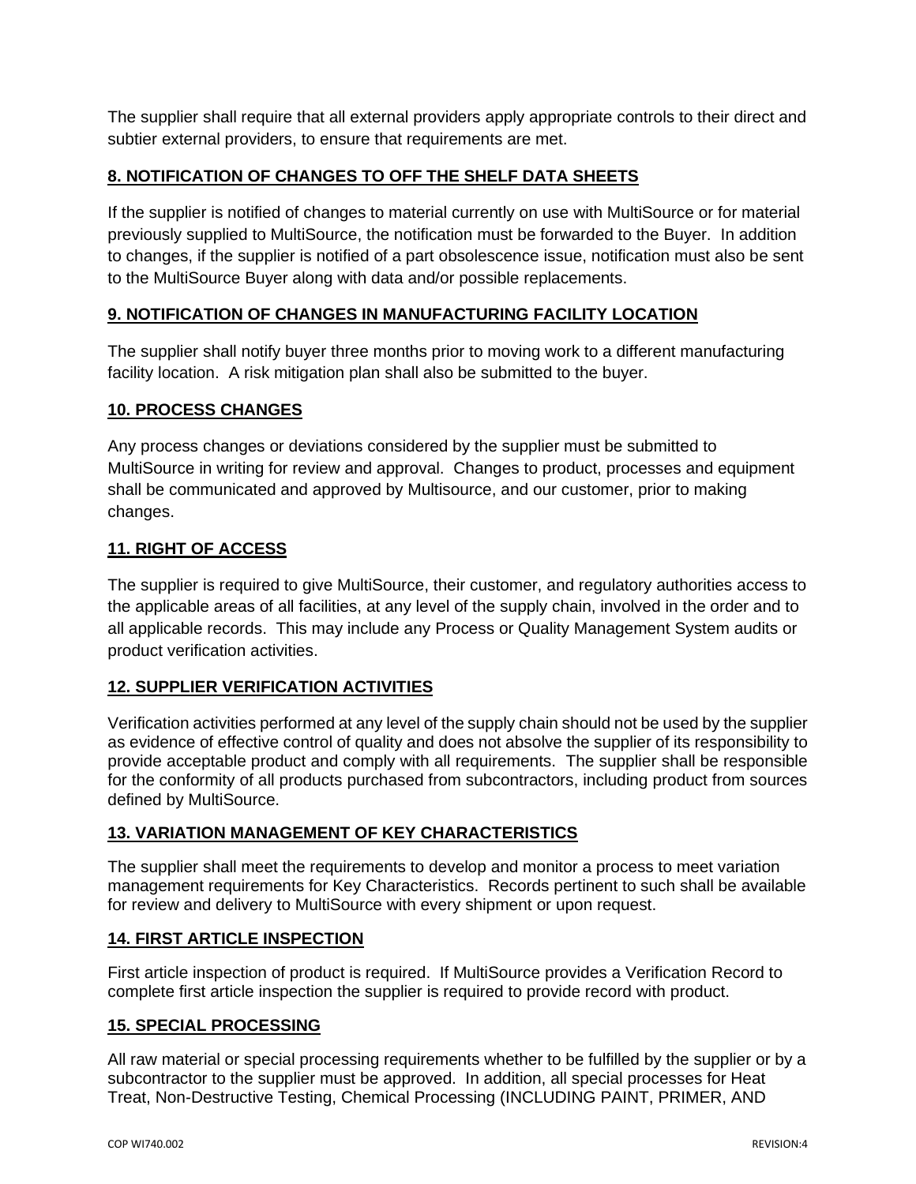The supplier shall require that all external providers apply appropriate controls to their direct and subtier external providers, to ensure that requirements are met.

## 8. NOTIFICATION OF CHANGES TO OFF THE SHELF DATA SHEETS

If the supplier is notified of changes to material currently on use with MultiSource or for material previously supplied to MultiSource, the notification must be forwarded to the Buyer. In addition to changes, if the supplier is notified of a part obsolescence issue, notification must also be sent to the MultiSource Buyer along with data and/or possible replacements.

## 9. NOTIFICATION OF CHANGES IN MANUFACTURING FACILITY LOCATION

The supplier shall notify buyer three months prior to moving work to a different manufacturing facility location. A risk mitigation plan shall also be submitted to the buyer.

## 10. PROCESS CHANGES

Any process changes or deviations considered by the supplier must be submitted to MultiSource in writing for review and approval. Changes to product, processes and equipment shall be communicated and approved by Multisource, and our customer, prior to making changes.

## 11. RIGHT OF ACCESS

The supplier is required to give MultiSource, their customer, and regulatory authorities access to the applicable areas of all facilities, at any level of the supply chain, involved in the order and to all applicable records. This may include any Process or Quality Management System audits or product verification activities.

## 12. SUPPLIER VERIFICATION ACTIVITIES

Verification activities performed at any level of the supply chain should not be used by the supplier as evidence of effective control of quality and does not absolve the supplier of its responsibility to provide acceptable product and comply with all requirements. The supplier shall be responsible for the conformity of all products purchased from subcontractors, including product from sources defined by MultiSource.

## 13. VARIATION MANAGEMENT OF KEY CHARACTERISTICS

The supplier shall meet the requirements to develop and monitor a process to meet variation management requirements for Key Characteristics. Records pertinent to such shall be available for review and delivery to MultiSource with every shipment or upon request.

## 14. FIRST ARTICLE INSPECTION

First article inspection of product is required. If MultiSource provides a Verification Record to complete first article inspection the supplier is required to provide record with product.

## 15. SPECIAL PROCESSING

All raw material or special processing requirements whether to be fulfilled by the supplier or by a subcontractor to the supplier must be approved. In addition, all special processes for Heat Treat, Non-Destructive Testing, Chemical Processing (INCLUDING PAINT, PRIMER, AND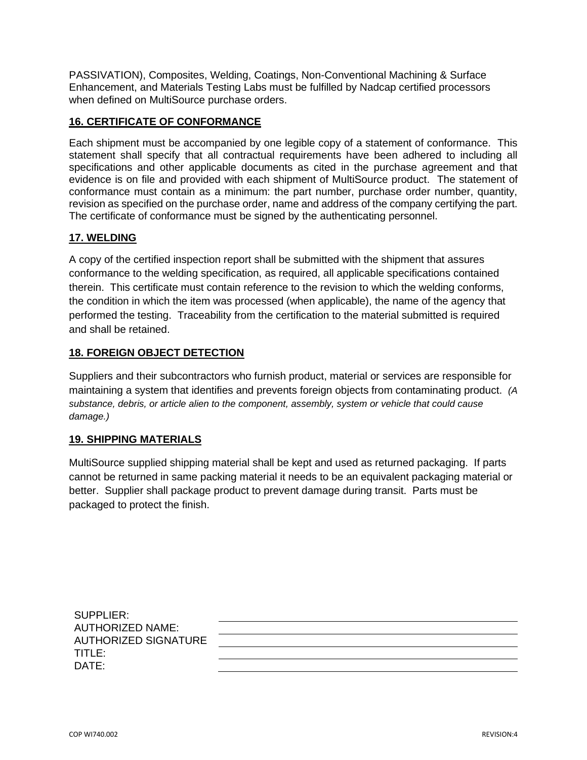PASSIVATION), Composites, Welding, Coatings, Non-Conventional Machining & Surface Enhancement, and Materials Testing Labs must be fulfilled by Nadcap certified processors when defined on MultiSource purchase orders.

## 16. CERTIFICATE OF CONFORMANCE

Each shipment must be accompanied by one legible copy of a statement of conformance. This statement shall specify that all contractual requirements have been adhered to including all specifications and other applicable documents as cited in the purchase agreement and that evidence is on file and provided with each shipment of MultiSource product. The statement of conformance must contain as a minimum: the part number, purchase order number, quantity, revision as specified on the purchase order, name and address of the company certifying the part. The certificate of conformance must be signed by the authenticating personnel.

## 17. WELDING

A copy of the certified inspection report shall be submitted with the shipment that assures conformance to the welding specification, as required, all applicable specifications contained therein. This certificate must contain reference to the revision to which the welding conforms, the condition in which the item was processed (when applicable), the name of the agency that performed the testing. Traceability from the certification to the material submitted is required and shall be retained.

## 18. FOREIGN OBJECT DETECTION

Suppliers and their subcontractors who furnish product, material or services are responsible for maintaining a system that identifies and prevents foreign objects from contaminating product. *(A substance, debris, or article alien to the component, assembly, system or vehicle that could cause damage.)*

## 19. SHIPPING MATERIALS

MultiSource supplied shipping material shall be kept and used as returned packaging. If parts cannot be returned in same packing material it needs to be an equivalent packaging material or better. Supplier shall package product to prevent damage during transit. Parts must be packaged to protect the finish.

SUPPLIER: \_\_\_\_\_\_\_\_\_\_\_\_\_\_\_\_\_\_\_\_\_\_\_\_\_\_\_\_\_\_

AUTHORIZED NAME: \_\_\_\_\_\_\_\_\_\_\_\_\_\_\_\_\_\_\_\_\_\_\_\_\_\_\_\_\_\_

AUTHORIZED SIGNATURE \_\_\_\_\_\_\_\_\_\_\_\_\_\_\_\_\_\_\_\_\_\_\_\_\_\_\_\_\_\_

TITLE: \_\_\_\_\_\_\_\_\_\_\_\_\_\_\_\_\_\_\_\_\_\_\_\_\_\_\_\_\_\_

DATE: \_\_\_\_\_\_\_\_\_\_\_\_\_\_\_\_\_\_\_\_\_\_\_\_\_\_\_\_\_\_